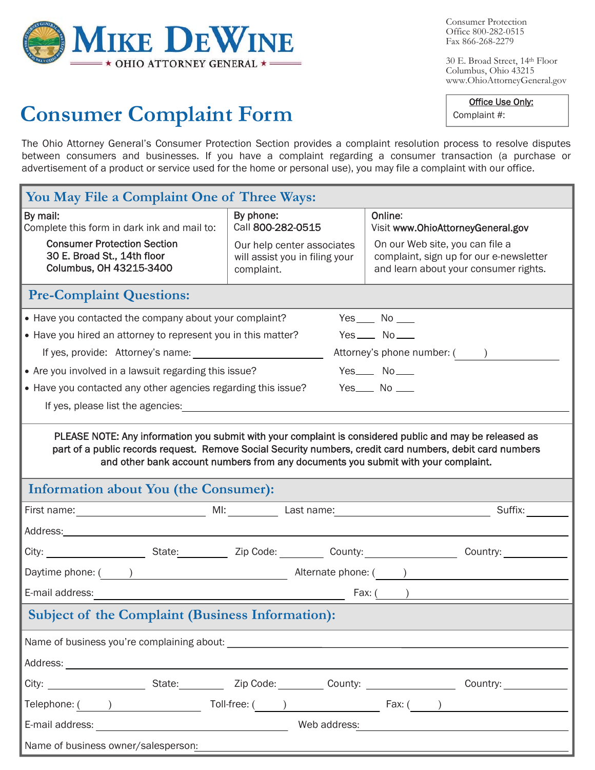# Mike DeWine

★ OHIO ATTORNEY GENERAL ★

Consumer Protection
Office 800-282-0515
Fax 866-268-2279

30 E. Broad Street, 14th Floor
Columbus, Ohio 43215
www.OhioAttorneyGeneral.gov

**Office Use Only:**
Complaint #:

# Consumer Complaint Form

The Ohio Attorney General's Consumer Protection Section provides a complaint resolution process to resolve disputes between consumers and businesses. If you have a complaint regarding a consumer transaction (a purchase or advertisement of a product or service used for the home or personal use), you may file a complaint with our office.

## You May File a Complaint One of Three Ways:

| By mail: | By phone: | Online: |
|---|---|---|
| Complete this form in dark ink and mail to: Consumer Protection Section, 30 E. Broad St., 14th floor, Columbus, OH 43215-3400 | Call 800-282-0515. Our help center associates will assist you in filing your complaint. | Visit www.OhioAttorneyGeneral.gov. On our Web site, you can file a complaint, sign up for our e-newsletter and learn about your consumer rights. |

## Pre-Complaint Questions:

- Have you contacted the company about your complaint? Yes____ No ____
- Have you hired an attorney to represent you in this matter? Yes____ No____
  - If yes, provide: Attorney's name: ____________ Attorney's phone number: ( ) ____________
- Are you involved in a lawsuit regarding this issue? Yes____ No____
- Have you contacted any other agencies regarding this issue? Yes____ No ____
  - If yes, please list the agencies: ____________

**PLEASE NOTE: Any information you submit with your complaint is considered public and may be released as part of a public records request. Remove Social Security numbers, credit card numbers, debit card numbers and other bank account numbers from any documents you submit with your complaint.**

## Information about You (the Consumer):

First name: ____________ MI: ______ Last name: ____________ Suffix: ______

Address: ____________

City: ____________ State: ______ Zip Code: ______ County: ____________ Country: ____________

Daytime phone: ( ) ____________ Alternate phone: ( ) ____________

E-mail address: ____________ Fax: ( ) ____________

## Subject of the Complaint (Business Information):

Name of business you're complaining about: ____________

Address: ____________

City: ____________ State: ______ Zip Code: ______ County: ____________ Country: ____________

Telephone: ( ) ____________ Toll-free: ( ) ____________ Fax: ( ) ____________

E-mail address: ____________ Web address: ____________

Name of business owner/salesperson: ____________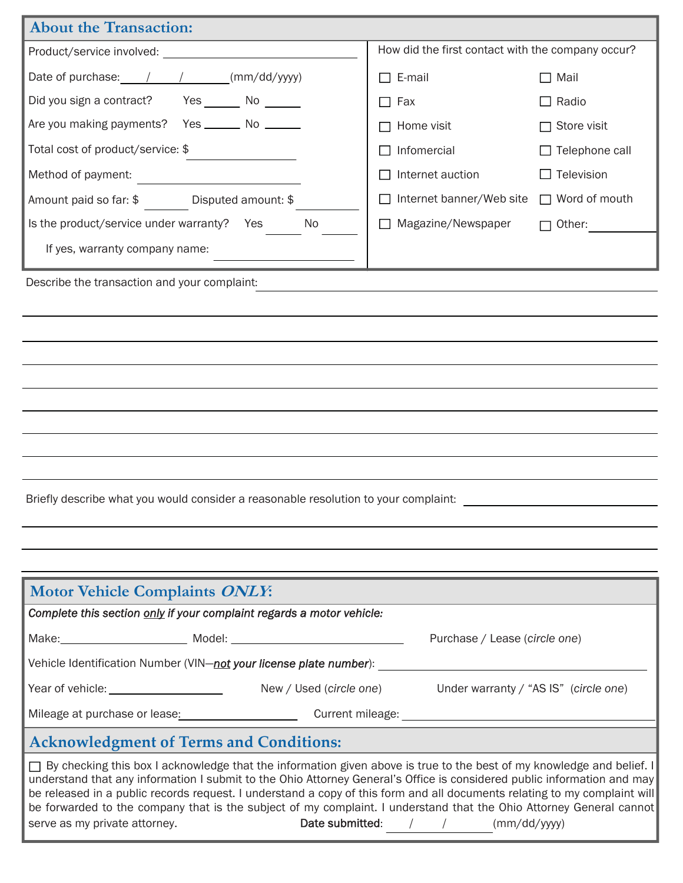## About the Transaction:

Product/service involved: ______________________

Date of purchase: ____/____/________ (mm/dd/yyyy)

Did you sign a contract? Yes ______ No ______

Are you making payments? Yes ______ No ______

Total cost of product/service: $ ______________

Method of payment: ______________________

Amount paid so far: $ ________ Disputed amount: $ ________

Is the product/service under warranty? Yes ______ No ______

If yes, warranty company name: ______________________

How did the first contact with the company occur?

- ☐ E-mail
- ☐ Mail
- ☐ Fax
- ☐ Radio
- ☐ Home visit
- ☐ Store visit
- ☐ Infomercial
- ☐ Telephone call
- ☐ Internet auction
- ☐ Television
- ☐ Internet banner/Web site
- ☐ Word of mouth
- ☐ Magazine/Newspaper
- ☐ Other: __________

Describe the transaction and your complaint: ______________________________________________

______________________________________________

______________________________________________

______________________________________________

______________________________________________

______________________________________________

______________________________________________

______________________________________________

______________________________________________

Briefly describe what you would consider a reasonable resolution to your complaint: ______________________

______________________________________________

______________________________________________

______________________________________________

## Motor Vehicle Complaints *ONLY*:

***Complete this section only if your complaint regards a motor vehicle:***

Make: ______________ Model: ______________________ Purchase / Lease (*circle one*)

Vehicle Identification Number (VIN—***not your license plate number***): ______________________________

Year of vehicle: ______________ New / Used (*circle one*) Under warranty / "AS IS" (*circle one*)

Mileage at purchase or lease: ______________ Current mileage: ______________________

## Acknowledgment of Terms and Conditions:

☐ By checking this box I acknowledge that the information given above is true to the best of my knowledge and belief. I understand that any information I submit to the Ohio Attorney General's Office is considered public information and may be released in a public records request. I understand a copy of this form and all documents relating to my complaint will be forwarded to the company that is the subject of my complaint. I understand that the Ohio Attorney General cannot serve as my private attorney.

**Date submitted**: ____/____/________ (mm/dd/yyyy)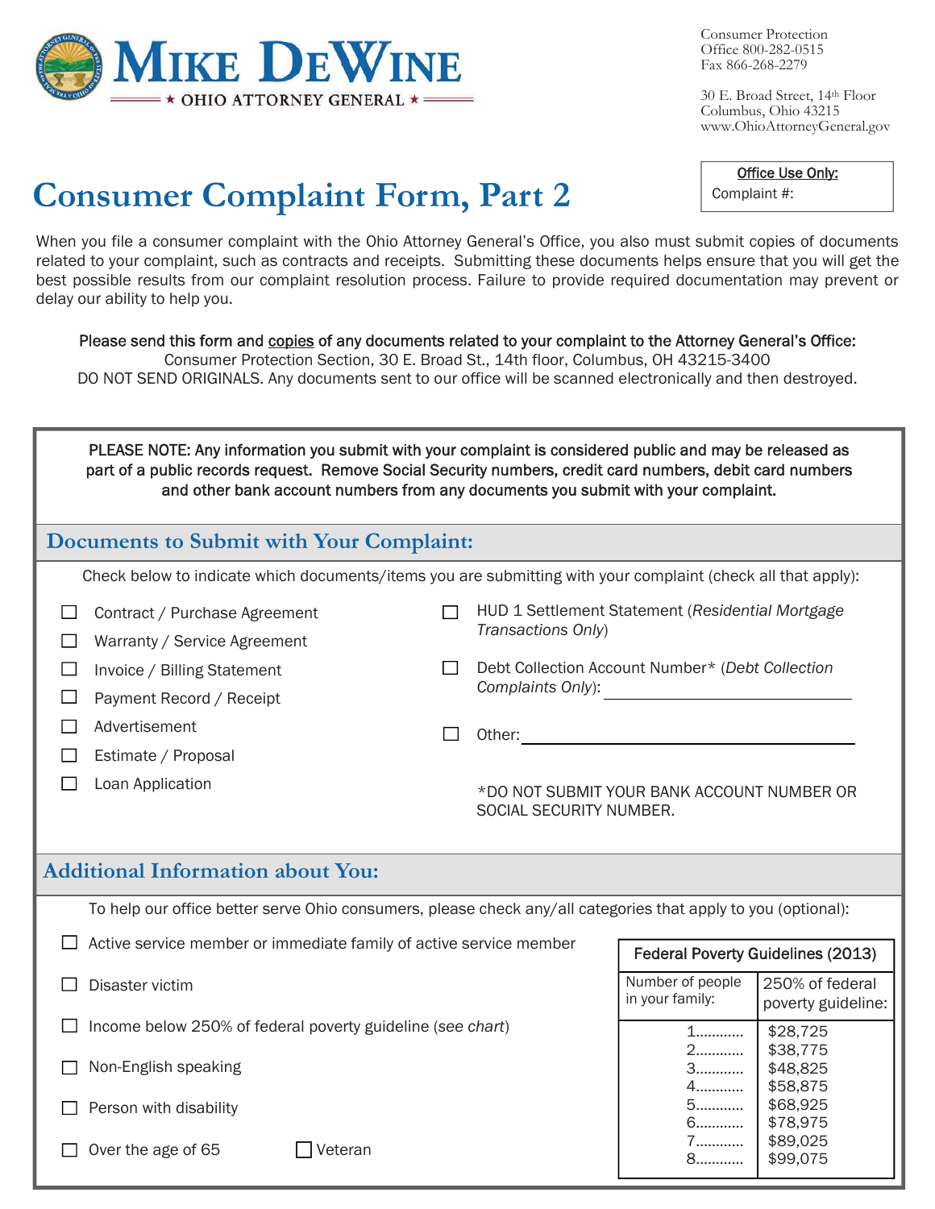**MIKE DEWINE**
★ OHIO ATTORNEY GENERAL ★

Consumer Protection
Office 800-282-0515
Fax 866-268-2279

30 E. Broad Street, 14th Floor
Columbus, Ohio 43215
www.OhioAttorneyGeneral.gov

Office Use Only:
Complaint #:

# Consumer Complaint Form, Part 2

When you file a consumer complaint with the Ohio Attorney General's Office, you also must submit copies of documents related to your complaint, such as contracts and receipts. Submitting these documents helps ensure that you will get the best possible results from our complaint resolution process. Failure to provide required documentation may prevent or delay our ability to help you.

Please send this form and copies of any documents related to your complaint to the Attorney General's Office:
Consumer Protection Section, 30 E. Broad St., 14th floor, Columbus, OH 43215-3400
DO NOT SEND ORIGINALS. Any documents sent to our office will be scanned electronically and then destroyed.

**PLEASE NOTE: Any information you submit with your complaint is considered public and may be released as part of a public records request. Remove Social Security numbers, credit card numbers, debit card numbers and other bank account numbers from any documents you submit with your complaint.**

## Documents to Submit with Your Complaint:

Check below to indicate which documents/items you are submitting with your complaint (check all that apply):

- ☐ Contract / Purchase Agreement
- ☐ Warranty / Service Agreement
- ☐ Invoice / Billing Statement
- ☐ Payment Record / Receipt
- ☐ Advertisement
- ☐ Estimate / Proposal
- ☐ Loan Application
- ☐ HUD 1 Settlement Statement (*Residential Mortgage Transactions Only*)
- ☐ Debt Collection Account Number* (*Debt Collection Complaints Only*): ____________________
- ☐ Other: ____________________

*DO NOT SUBMIT YOUR BANK ACCOUNT NUMBER OR SOCIAL SECURITY NUMBER.

## Additional Information about You:

To help our office better serve Ohio consumers, please check any/all categories that apply to you (optional):

- ☐ Active service member or immediate family of active service member
- ☐ Disaster victim
- ☐ Income below 250% of federal poverty guideline (*see chart*)
- ☐ Non-English speaking
- ☐ Person with disability
- ☐ Over the age of 65
- ☐ Veteran

| Federal Poverty Guidelines (2013) | |
|---|---|
| Number of people in your family: | 250% of federal poverty guideline: |
| 1 | $28,725 |
| 2 | $38,775 |
| 3 | $48,825 |
| 4 | $58,875 |
| 5 | $68,925 |
| 6 | $78,975 |
| 7 | $89,025 |
| 8 | $99,075 |